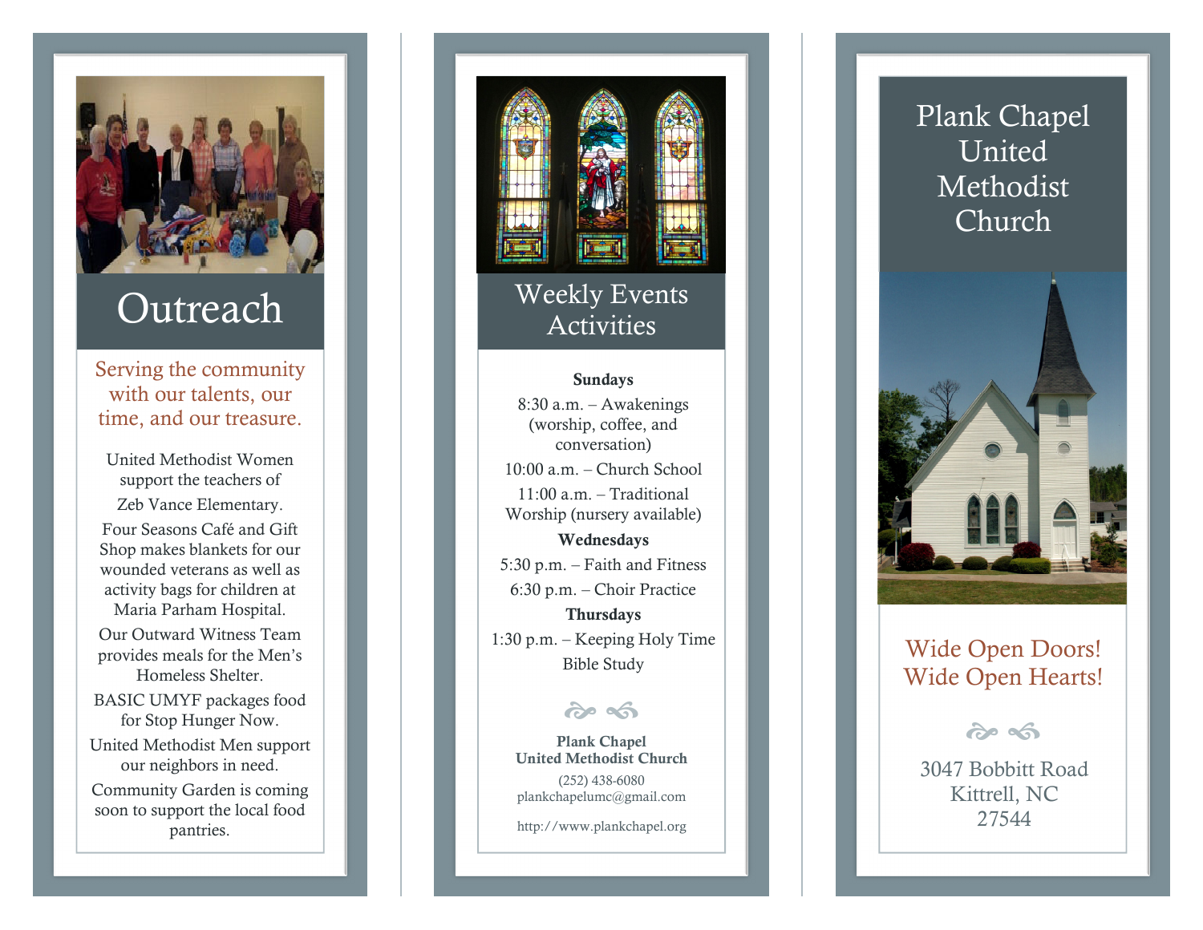# Outreach

Serving the community with our talents, our time, and our treasure.

United Methodist Women support the teachers of Zeb Vance Elementary.

Four Seasons Café and Gift Shop makes blankets for our wounded veterans as well as activity bags for children at Maria Parham Hospital.

Our Outward Witness Team provides meals for the Men's Homeless Shelter.

BASIC UMYF packages food for Stop Hunger Now.

United Methodist Men support our neighbors in need.

Community Garden is coming soon to support the local food pantries.

# Weekly Events Activities

**Sundays**

8:30 a.m. – Awakenings (worship, coffee, and conversation)

10:00 a.m. – Church School

11:00 a.m. – Traditional Worship (nursery available)

**Wednesdays**

5:30 p.m. – Faith and Fitness

6:30 p.m. – Choir Practice

**Thursdays**

1:30 p.m. – Keeping Holy Time Bible Study

**Plank Chapel**
**United Methodist Church**

(252) 438-6080
plankchapelumc@gmail.com

http://www.plankchapel.org

# Plank Chapel United Methodist Church

Wide Open Doors!
Wide Open Hearts!

3047 Bobbitt Road
Kittrell, NC
27544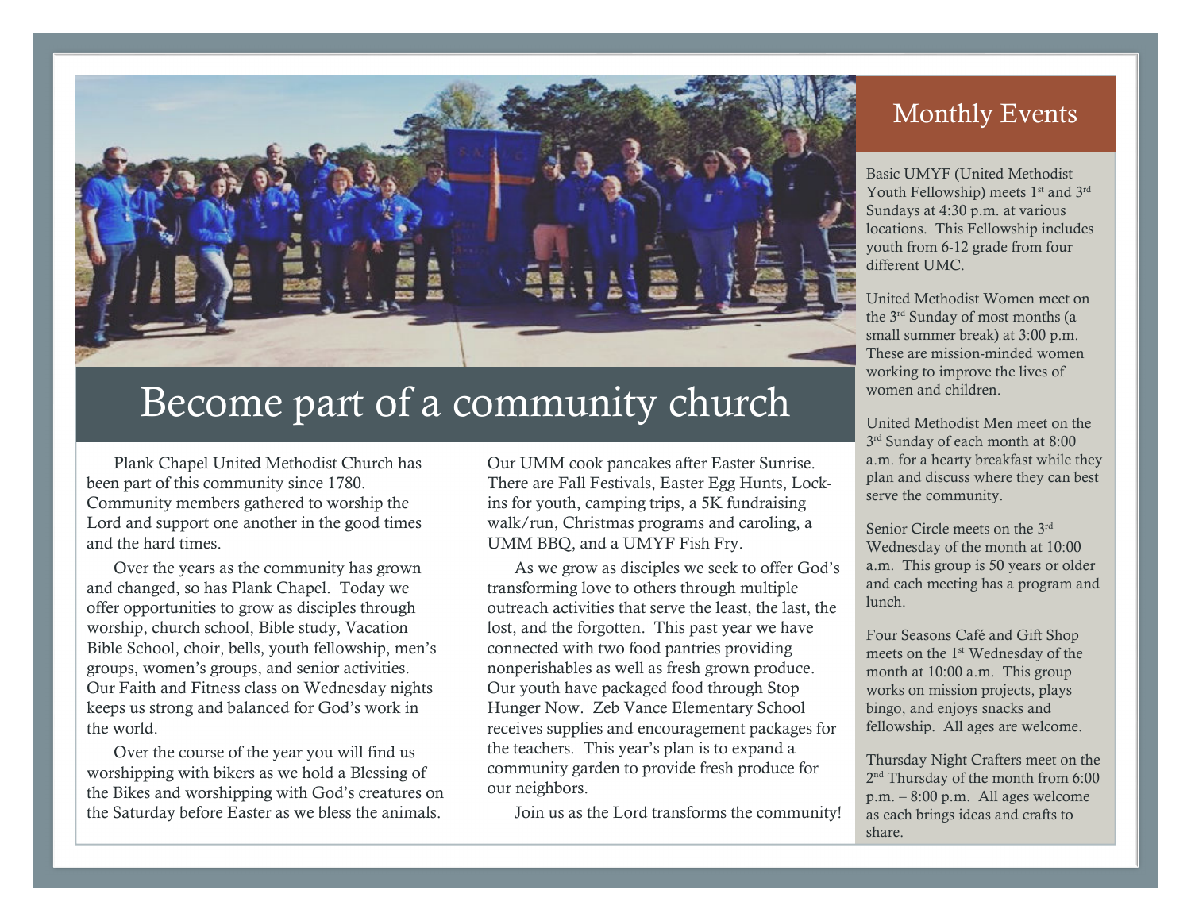# Become part of a community church

Plank Chapel United Methodist Church has been part of this community since 1780. Community members gathered to worship the Lord and support one another in the good times and the hard times.

Over the years as the community has grown and changed, so has Plank Chapel. Today we offer opportunities to grow as disciples through worship, church school, Bible study, Vacation Bible School, choir, bells, youth fellowship, men's groups, women's groups, and senior activities. Our Faith and Fitness class on Wednesday nights keeps us strong and balanced for God's work in the world.

Over the course of the year you will find us worshipping with bikers as we hold a Blessing of the Bikes and worshipping with God's creatures on the Saturday before Easter as we bless the animals. Our UMM cook pancakes after Easter Sunrise. There are Fall Festivals, Easter Egg Hunts, Lock-ins for youth, camping trips, a 5K fundraising walk/run, Christmas programs and caroling, a UMM BBQ, and a UMYF Fish Fry.

As we grow as disciples we seek to offer God's transforming love to others through multiple outreach activities that serve the least, the last, the lost, and the forgotten. This past year we have connected with two food pantries providing nonperishables as well as fresh grown produce. Our youth have packaged food through Stop Hunger Now. Zeb Vance Elementary School receives supplies and encouragement packages for the teachers. This year's plan is to expand a community garden to provide fresh produce for our neighbors.

Join us as the Lord transforms the community!

## Monthly Events

Basic UMYF (United Methodist Youth Fellowship) meets 1st and 3rd Sundays at 4:30 p.m. at various locations. This Fellowship includes youth from 6-12 grade from four different UMC.

United Methodist Women meet on the 3rd Sunday of most months (a small summer break) at 3:00 p.m. These are mission-minded women working to improve the lives of women and children.

United Methodist Men meet on the 3rd Sunday of each month at 8:00 a.m. for a hearty breakfast while they plan and discuss where they can best serve the community.

Senior Circle meets on the 3rd Wednesday of the month at 10:00 a.m. This group is 50 years or older and each meeting has a program and lunch.

Four Seasons Café and Gift Shop meets on the 1st Wednesday of the month at 10:00 a.m. This group works on mission projects, plays bingo, and enjoys snacks and fellowship. All ages are welcome.

Thursday Night Crafters meet on the 2nd Thursday of the month from 6:00 p.m. – 8:00 p.m. All ages welcome as each brings ideas and crafts to share.